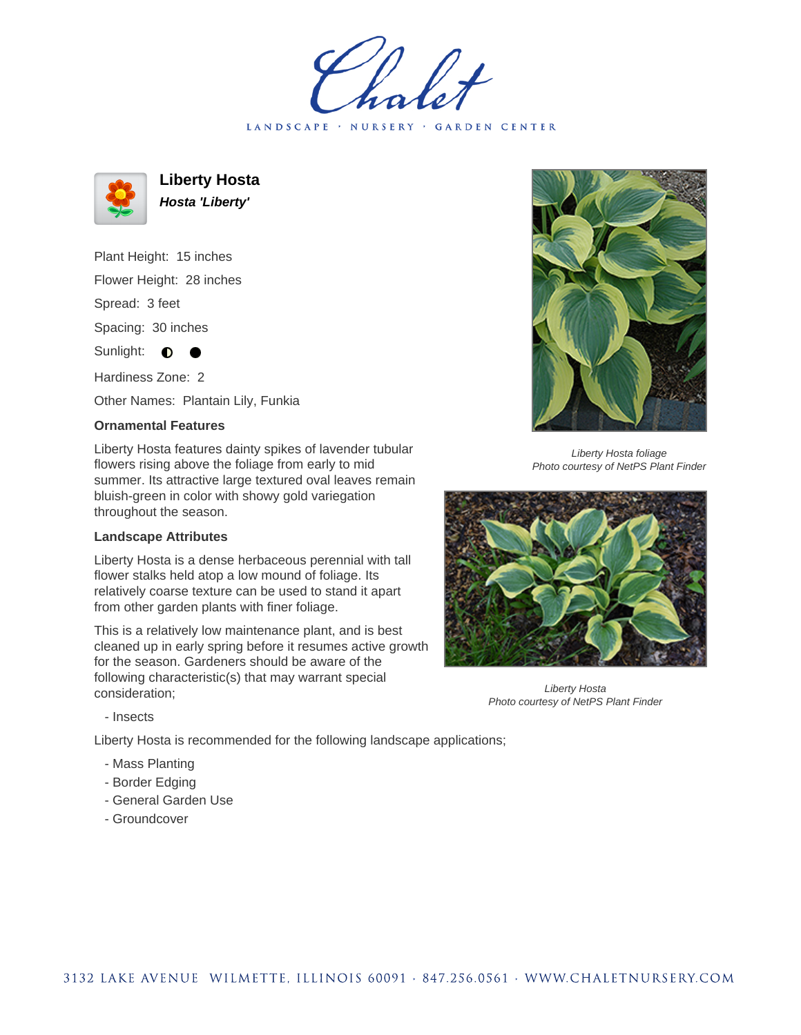# Chalet

LANDSCAPE · NURSERY · GARDEN CENTER

## Liberty Hosta

***Hosta 'Liberty'***

Plant Height: 15 inches

Flower Height: 28 inches

Spread: 3 feet

Spacing: 30 inches

Sunlight: ◐ ●

Hardiness Zone: 2

Other Names: Plantain Lily, Funkia

### Ornamental Features

Liberty Hosta features dainty spikes of lavender tubular flowers rising above the foliage from early to mid summer. Its attractive large textured oval leaves remain bluish-green in color with showy gold variegation throughout the season.

### Landscape Attributes

Liberty Hosta is a dense herbaceous perennial with tall flower stalks held atop a low mound of foliage. Its relatively coarse texture can be used to stand it apart from other garden plants with finer foliage.

This is a relatively low maintenance plant, and is best cleaned up in early spring before it resumes active growth for the season. Gardeners should be aware of the following characteristic(s) that may warrant special consideration;

- Insects

Liberty Hosta is recommended for the following landscape applications;

- Mass Planting
- Border Edging
- General Garden Use
- Groundcover

*Liberty Hosta foliage*
*Photo courtesy of NetPS Plant Finder*

*Liberty Hosta*
*Photo courtesy of NetPS Plant Finder*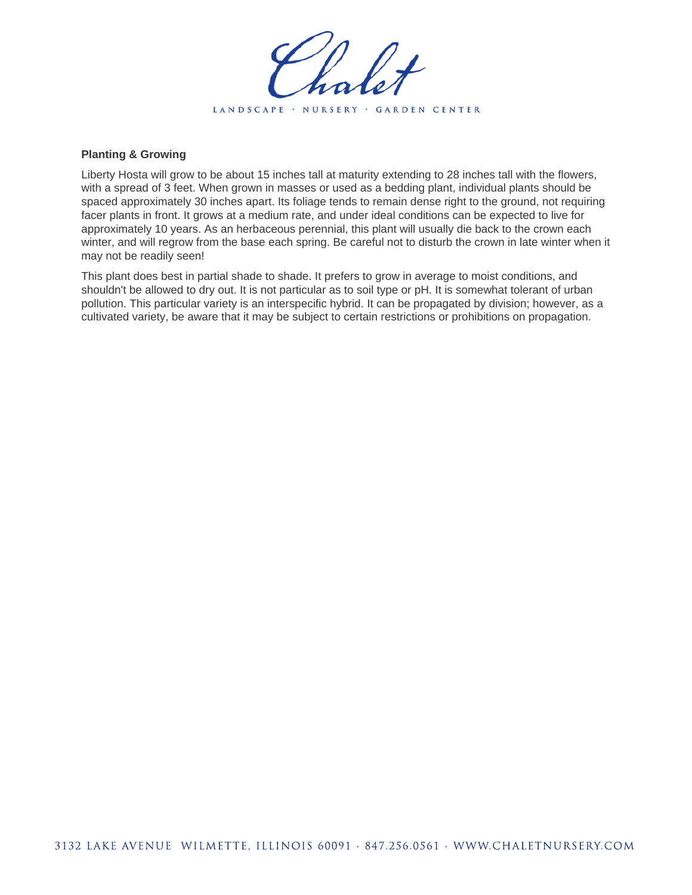**Planting & Growing**

Liberty Hosta will grow to be about 15 inches tall at maturity extending to 28 inches tall with the flowers, with a spread of 3 feet. When grown in masses or used as a bedding plant, individual plants should be spaced approximately 30 inches apart. Its foliage tends to remain dense right to the ground, not requiring facer plants in front. It grows at a medium rate, and under ideal conditions can be expected to live for approximately 10 years. As an herbaceous perennial, this plant will usually die back to the crown each winter, and will regrow from the base each spring. Be careful not to disturb the crown in late winter when it may not be readily seen!

This plant does best in partial shade to shade. It prefers to grow in average to moist conditions, and shouldn't be allowed to dry out. It is not particular as to soil type or pH. It is somewhat tolerant of urban pollution. This particular variety is an interspecific hybrid. It can be propagated by division; however, as a cultivated variety, be aware that it may be subject to certain restrictions or prohibitions on propagation.